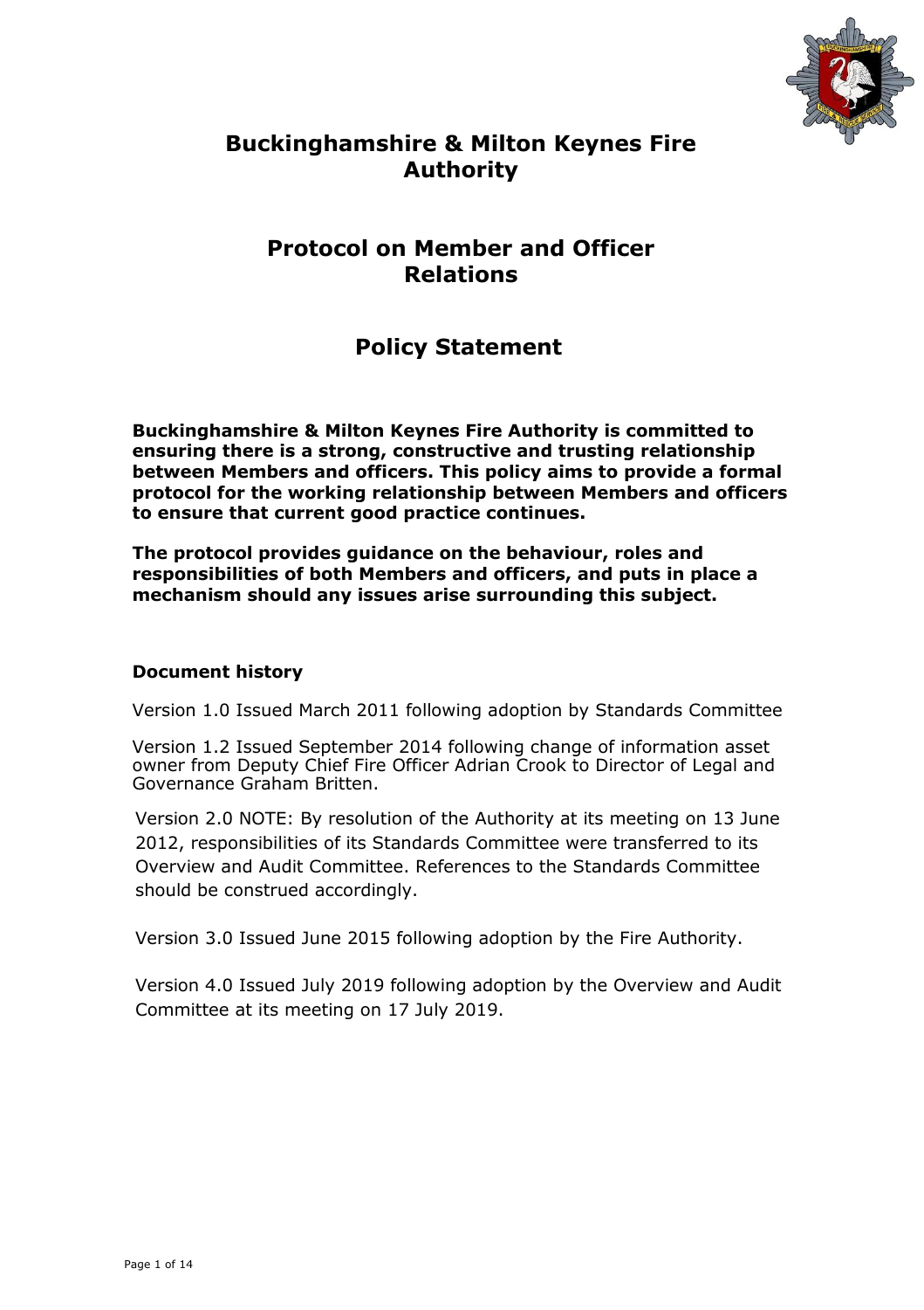# Buckinghamshire & Milton Keynes Fire Authority

## Protocol on Member and Officer Relations

## Policy Statement

**Buckinghamshire & Milton Keynes Fire Authority is committed to ensuring there is a strong, constructive and trusting relationship between Members and officers. This policy aims to provide a formal protocol for the working relationship between Members and officers to ensure that current good practice continues.**

**The protocol provides guidance on the behaviour, roles and responsibilities of both Members and officers, and puts in place a mechanism should any issues arise surrounding this subject.**

### Document history

Version 1.0 Issued March 2011 following adoption by Standards Committee

Version 1.2 Issued September 2014 following change of information asset owner from Deputy Chief Fire Officer Adrian Crook to Director of Legal and Governance Graham Britten.

Version 2.0 NOTE: By resolution of the Authority at its meeting on 13 June 2012, responsibilities of its Standards Committee were transferred to its Overview and Audit Committee. References to the Standards Committee should be construed accordingly.

Version 3.0 Issued June 2015 following adoption by the Fire Authority.

Version 4.0 Issued July 2019 following adoption by the Overview and Audit Committee at its meeting on 17 July 2019.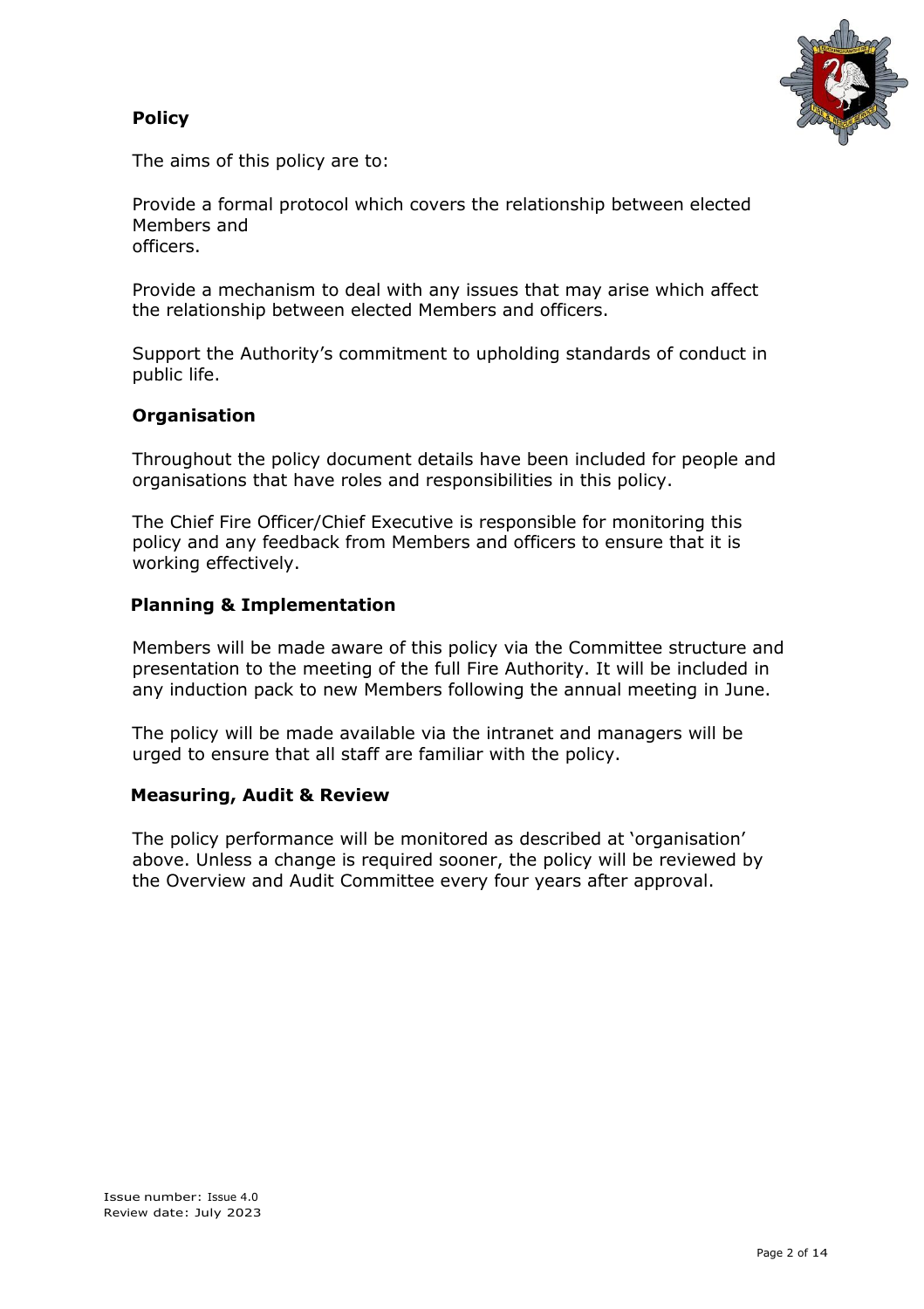## Policy

The aims of this policy are to:

Provide a formal protocol which covers the relationship between elected Members and officers.

Provide a mechanism to deal with any issues that may arise which affect the relationship between elected Members and officers.

Support the Authority's commitment to upholding standards of conduct in public life.

## Organisation

Throughout the policy document details have been included for people and organisations that have roles and responsibilities in this policy.

The Chief Fire Officer/Chief Executive is responsible for monitoring this policy and any feedback from Members and officers to ensure that it is working effectively.

## Planning & Implementation

Members will be made aware of this policy via the Committee structure and presentation to the meeting of the full Fire Authority. It will be included in any induction pack to new Members following the annual meeting in June.

The policy will be made available via the intranet and managers will be urged to ensure that all staff are familiar with the policy.

## Measuring, Audit & Review

The policy performance will be monitored as described at 'organisation' above. Unless a change is required sooner, the policy will be reviewed by the Overview and Audit Committee every four years after approval.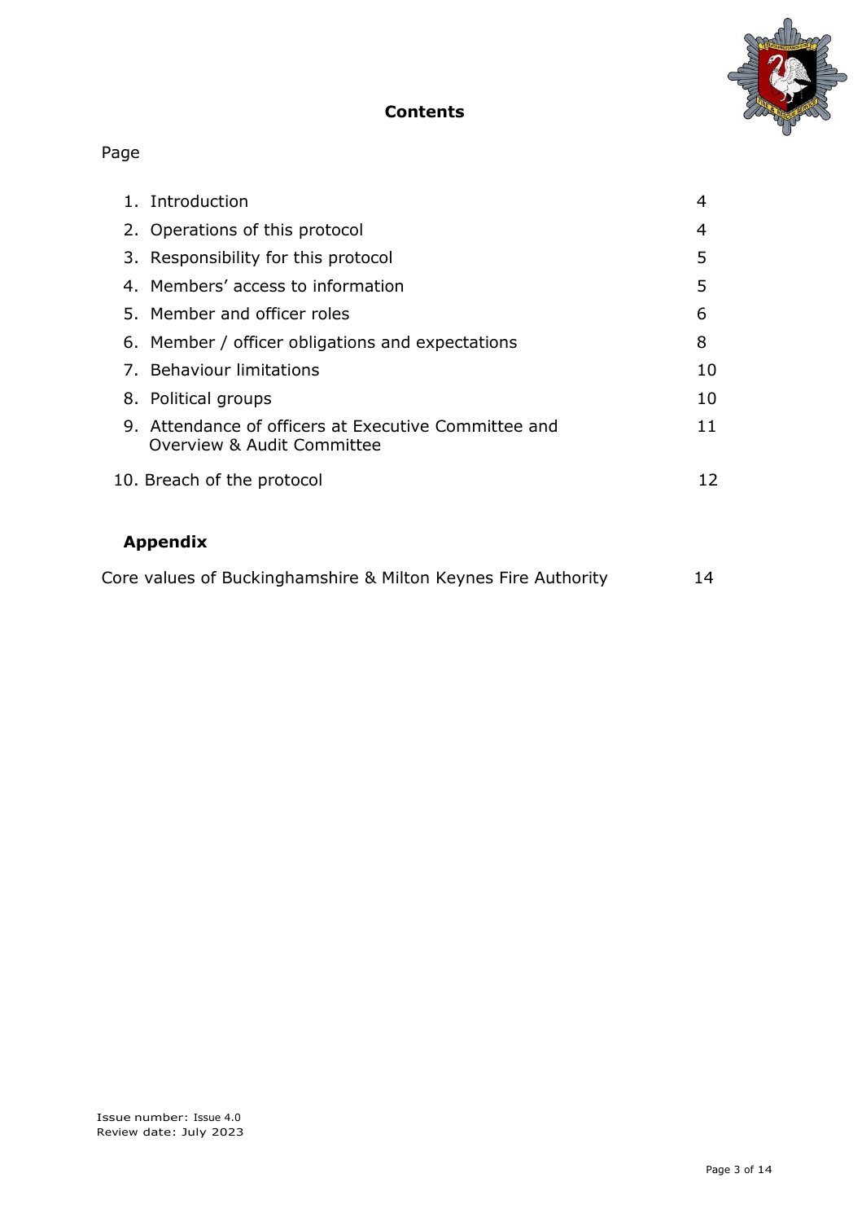# Contents

Page

| | |
|---|---|
| 1. Introduction | 4 |
| 2. Operations of this protocol | 4 |
| 3. Responsibility for this protocol | 5 |
| 4. Members' access to information | 5 |
| 5. Member and officer roles | 6 |
| 6. Member / officer obligations and expectations | 8 |
| 7. Behaviour limitations | 10 |
| 8. Political groups | 10 |
| 9. Attendance of officers at Executive Committee and Overview & Audit Committee | 11 |
| 10. Breach of the protocol | 12 |

## Appendix

| | |
|---|---|
| Core values of Buckinghamshire & Milton Keynes Fire Authority | 14 |

Issue number: Issue 4.0
Review date: July 2023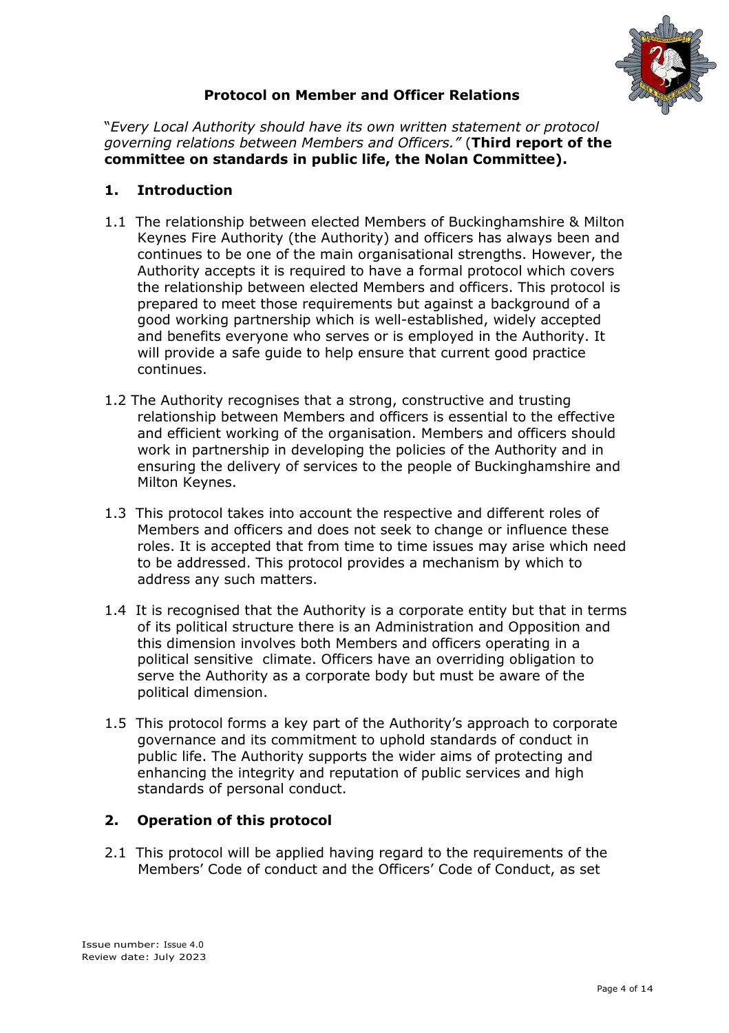## Protocol on Member and Officer Relations

"*Every Local Authority should have its own written statement or protocol governing relations between Members and Officers."* (**Third report of the committee on standards in public life, the Nolan Committee).**

### 1. Introduction

1.1 The relationship between elected Members of Buckinghamshire & Milton Keynes Fire Authority (the Authority) and officers has always been and continues to be one of the main organisational strengths. However, the Authority accepts it is required to have a formal protocol which covers the relationship between elected Members and officers. This protocol is prepared to meet those requirements but against a background of a good working partnership which is well-established, widely accepted and benefits everyone who serves or is employed in the Authority. It will provide a safe guide to help ensure that current good practice continues.

1.2 The Authority recognises that a strong, constructive and trusting relationship between Members and officers is essential to the effective and efficient working of the organisation. Members and officers should work in partnership in developing the policies of the Authority and in ensuring the delivery of services to the people of Buckinghamshire and Milton Keynes.

1.3 This protocol takes into account the respective and different roles of Members and officers and does not seek to change or influence these roles. It is accepted that from time to time issues may arise which need to be addressed. This protocol provides a mechanism by which to address any such matters.

1.4 It is recognised that the Authority is a corporate entity but that in terms of its political structure there is an Administration and Opposition and this dimension involves both Members and officers operating in a political sensitive climate. Officers have an overriding obligation to serve the Authority as a corporate body but must be aware of the political dimension.

1.5 This protocol forms a key part of the Authority's approach to corporate governance and its commitment to uphold standards of conduct in public life. The Authority supports the wider aims of protecting and enhancing the integrity and reputation of public services and high standards of personal conduct.

### 2. Operation of this protocol

2.1 This protocol will be applied having regard to the requirements of the Members' Code of conduct and the Officers' Code of Conduct, as set

Issue number: Issue 4.0
Review date: July 2023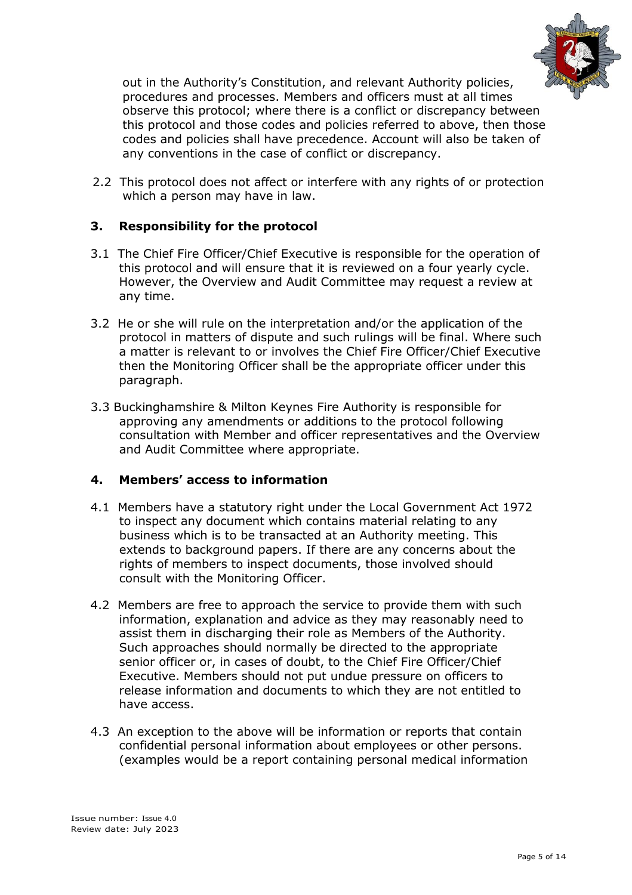out in the Authority's Constitution, and relevant Authority policies, procedures and processes. Members and officers must at all times observe this protocol; where there is a conflict or discrepancy between this protocol and those codes and policies referred to above, then those codes and policies shall have precedence. Account will also be taken of any conventions in the case of conflict or discrepancy.

2.2 This protocol does not affect or interfere with any rights of or protection which a person may have in law.

## 3. Responsibility for the protocol

3.1 The Chief Fire Officer/Chief Executive is responsible for the operation of this protocol and will ensure that it is reviewed on a four yearly cycle. However, the Overview and Audit Committee may request a review at any time.

3.2 He or she will rule on the interpretation and/or the application of the protocol in matters of dispute and such rulings will be final. Where such a matter is relevant to or involves the Chief Fire Officer/Chief Executive then the Monitoring Officer shall be the appropriate officer under this paragraph.

3.3 Buckinghamshire & Milton Keynes Fire Authority is responsible for approving any amendments or additions to the protocol following consultation with Member and officer representatives and the Overview and Audit Committee where appropriate.

## 4. Members' access to information

4.1 Members have a statutory right under the Local Government Act 1972 to inspect any document which contains material relating to any business which is to be transacted at an Authority meeting. This extends to background papers. If there are any concerns about the rights of members to inspect documents, those involved should consult with the Monitoring Officer.

4.2 Members are free to approach the service to provide them with such information, explanation and advice as they may reasonably need to assist them in discharging their role as Members of the Authority. Such approaches should normally be directed to the appropriate senior officer or, in cases of doubt, to the Chief Fire Officer/Chief Executive. Members should not put undue pressure on officers to release information and documents to which they are not entitled to have access.

4.3 An exception to the above will be information or reports that contain confidential personal information about employees or other persons. (examples would be a report containing personal medical information

Issue number: Issue 4.0
Review date: July 2023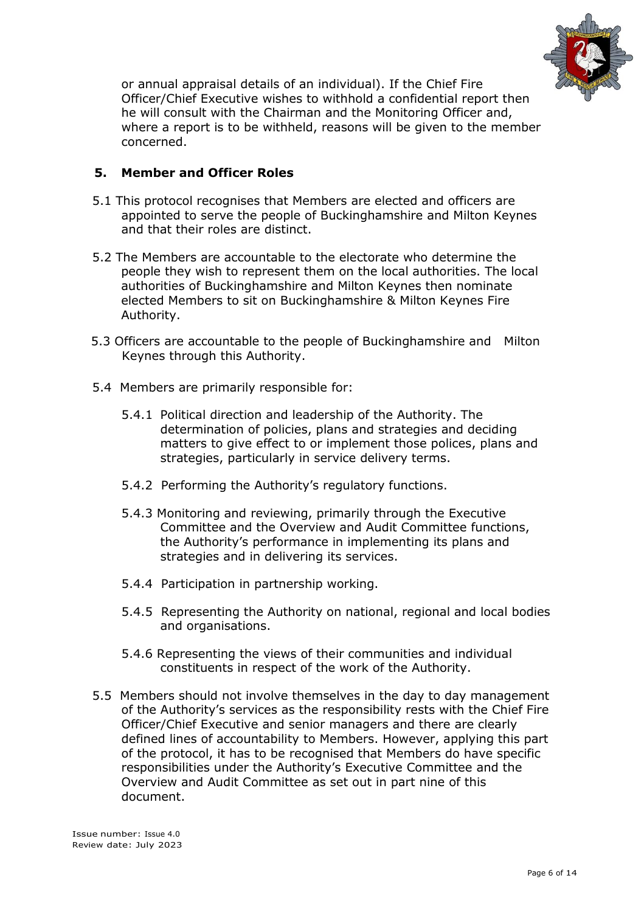or annual appraisal details of an individual). If the Chief Fire Officer/Chief Executive wishes to withhold a confidential report then he will consult with the Chairman and the Monitoring Officer and, where a report is to be withheld, reasons will be given to the member concerned.

## 5. Member and Officer Roles

5.1 This protocol recognises that Members are elected and officers are appointed to serve the people of Buckinghamshire and Milton Keynes and that their roles are distinct.

5.2 The Members are accountable to the electorate who determine the people they wish to represent them on the local authorities. The local authorities of Buckinghamshire and Milton Keynes then nominate elected Members to sit on Buckinghamshire & Milton Keynes Fire Authority.

5.3 Officers are accountable to the people of Buckinghamshire and Milton Keynes through this Authority.

5.4 Members are primarily responsible for:

5.4.1 Political direction and leadership of the Authority. The determination of policies, plans and strategies and deciding matters to give effect to or implement those polices, plans and strategies, particularly in service delivery terms.

5.4.2 Performing the Authority's regulatory functions.

5.4.3 Monitoring and reviewing, primarily through the Executive Committee and the Overview and Audit Committee functions, the Authority's performance in implementing its plans and strategies and in delivering its services.

5.4.4 Participation in partnership working.

5.4.5 Representing the Authority on national, regional and local bodies and organisations.

5.4.6 Representing the views of their communities and individual constituents in respect of the work of the Authority.

5.5 Members should not involve themselves in the day to day management of the Authority's services as the responsibility rests with the Chief Fire Officer/Chief Executive and senior managers and there are clearly defined lines of accountability to Members. However, applying this part of the protocol, it has to be recognised that Members do have specific responsibilities under the Authority's Executive Committee and the Overview and Audit Committee as set out in part nine of this document.

Issue number: Issue 4.0
Review date: July 2023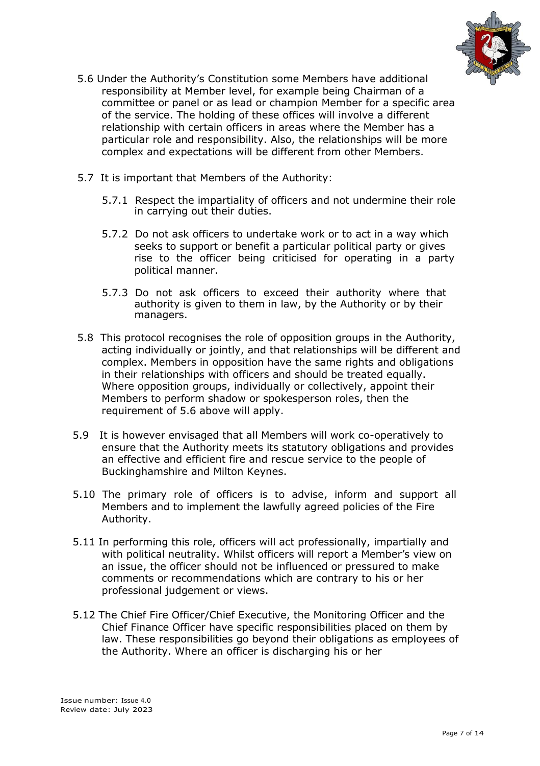5.6 Under the Authority's Constitution some Members have additional responsibility at Member level, for example being Chairman of a committee or panel or as lead or champion Member for a specific area of the service. The holding of these offices will involve a different relationship with certain officers in areas where the Member has a particular role and responsibility. Also, the relationships will be more complex and expectations will be different from other Members.

5.7 It is important that Members of the Authority:

5.7.1 Respect the impartiality of officers and not undermine their role in carrying out their duties.

5.7.2 Do not ask officers to undertake work or to act in a way which seeks to support or benefit a particular political party or gives rise to the officer being criticised for operating in a party political manner.

5.7.3 Do not ask officers to exceed their authority where that authority is given to them in law, by the Authority or by their managers.

5.8 This protocol recognises the role of opposition groups in the Authority, acting individually or jointly, and that relationships will be different and complex. Members in opposition have the same rights and obligations in their relationships with officers and should be treated equally. Where opposition groups, individually or collectively, appoint their Members to perform shadow or spokesperson roles, then the requirement of 5.6 above will apply.

5.9 It is however envisaged that all Members will work co-operatively to ensure that the Authority meets its statutory obligations and provides an effective and efficient fire and rescue service to the people of Buckinghamshire and Milton Keynes.

5.10 The primary role of officers is to advise, inform and support all Members and to implement the lawfully agreed policies of the Fire Authority.

5.11 In performing this role, officers will act professionally, impartially and with political neutrality. Whilst officers will report a Member's view on an issue, the officer should not be influenced or pressured to make comments or recommendations which are contrary to his or her professional judgement or views.

5.12 The Chief Fire Officer/Chief Executive, the Monitoring Officer and the Chief Finance Officer have specific responsibilities placed on them by law. These responsibilities go beyond their obligations as employees of the Authority. Where an officer is discharging his or her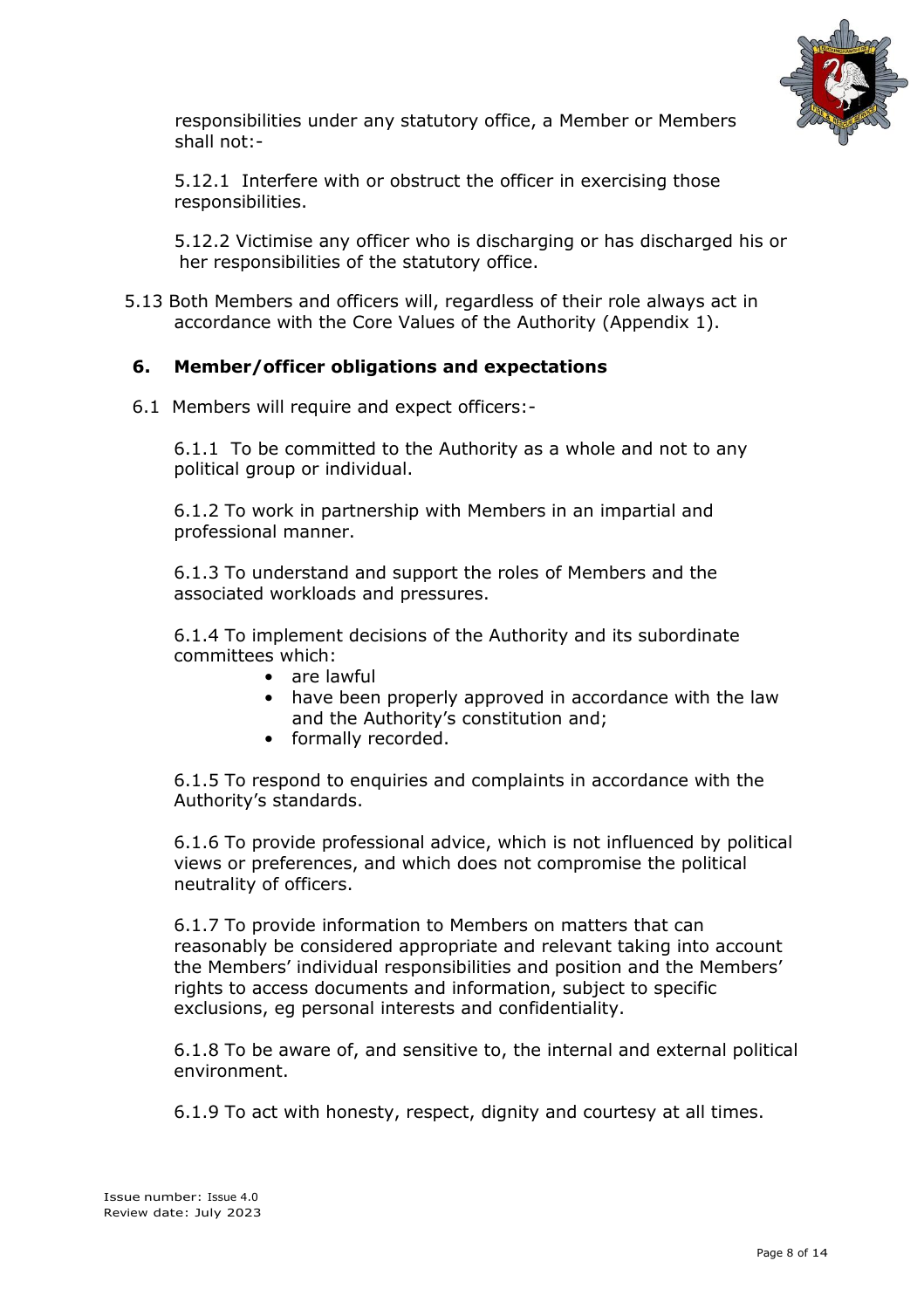responsibilities under any statutory office, a Member or Members shall not:-

5.12.1 Interfere with or obstruct the officer in exercising those responsibilities.

5.12.2 Victimise any officer who is discharging or has discharged his or her responsibilities of the statutory office.

5.13 Both Members and officers will, regardless of their role always act in accordance with the Core Values of the Authority (Appendix 1).

## 6. Member/officer obligations and expectations

6.1 Members will require and expect officers:-

6.1.1 To be committed to the Authority as a whole and not to any political group or individual.

6.1.2 To work in partnership with Members in an impartial and professional manner.

6.1.3 To understand and support the roles of Members and the associated workloads and pressures.

6.1.4 To implement decisions of the Authority and its subordinate committees which:

- are lawful
- have been properly approved in accordance with the law and the Authority's constitution and;
- formally recorded.

6.1.5 To respond to enquiries and complaints in accordance with the Authority's standards.

6.1.6 To provide professional advice, which is not influenced by political views or preferences, and which does not compromise the political neutrality of officers.

6.1.7 To provide information to Members on matters that can reasonably be considered appropriate and relevant taking into account the Members' individual responsibilities and position and the Members' rights to access documents and information, subject to specific exclusions, eg personal interests and confidentiality.

6.1.8 To be aware of, and sensitive to, the internal and external political environment.

6.1.9 To act with honesty, respect, dignity and courtesy at all times.

Issue number: Issue 4.0
Review date: July 2023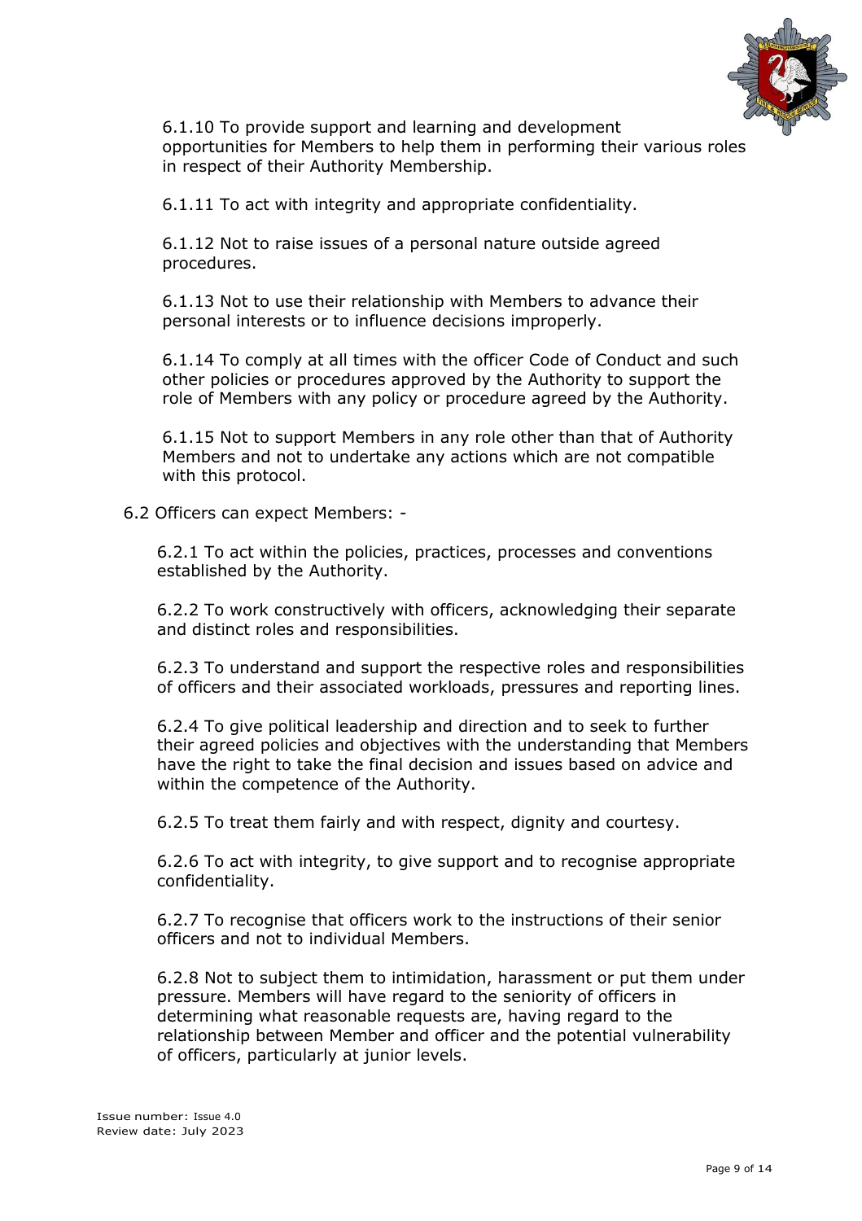6.1.10 To provide support and learning and development opportunities for Members to help them in performing their various roles in respect of their Authority Membership.

6.1.11 To act with integrity and appropriate confidentiality.

6.1.12 Not to raise issues of a personal nature outside agreed procedures.

6.1.13 Not to use their relationship with Members to advance their personal interests or to influence decisions improperly.

6.1.14 To comply at all times with the officer Code of Conduct and such other policies or procedures approved by the Authority to support the role of Members with any policy or procedure agreed by the Authority.

6.1.15 Not to support Members in any role other than that of Authority Members and not to undertake any actions which are not compatible with this protocol.

6.2 Officers can expect Members: -

6.2.1 To act within the policies, practices, processes and conventions established by the Authority.

6.2.2 To work constructively with officers, acknowledging their separate and distinct roles and responsibilities.

6.2.3 To understand and support the respective roles and responsibilities of officers and their associated workloads, pressures and reporting lines.

6.2.4 To give political leadership and direction and to seek to further their agreed policies and objectives with the understanding that Members have the right to take the final decision and issues based on advice and within the competence of the Authority.

6.2.5 To treat them fairly and with respect, dignity and courtesy.

6.2.6 To act with integrity, to give support and to recognise appropriate confidentiality.

6.2.7 To recognise that officers work to the instructions of their senior officers and not to individual Members.

6.2.8 Not to subject them to intimidation, harassment or put them under pressure. Members will have regard to the seniority of officers in determining what reasonable requests are, having regard to the relationship between Member and officer and the potential vulnerability of officers, particularly at junior levels.

Issue number: Issue 4.0
Review date: July 2023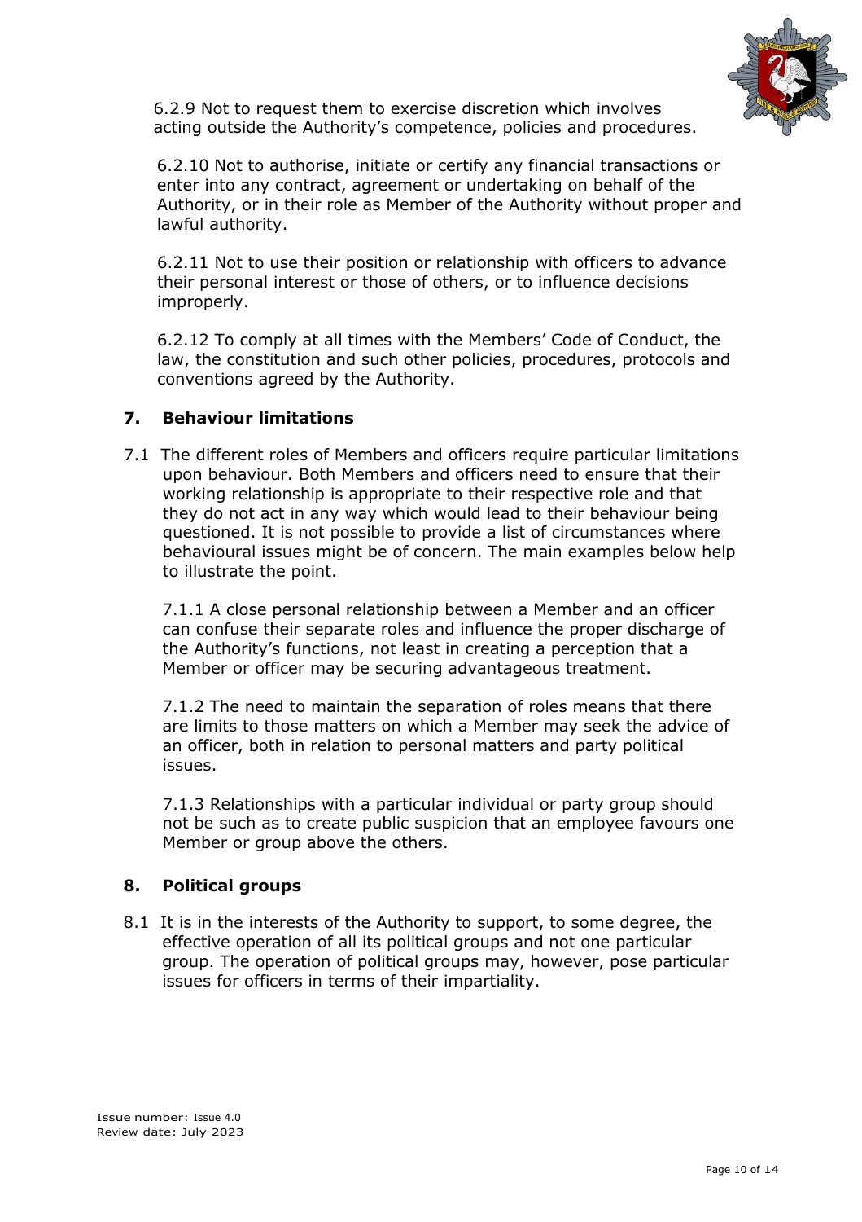6.2.9 Not to request them to exercise discretion which involves acting outside the Authority's competence, policies and procedures.

6.2.10 Not to authorise, initiate or certify any financial transactions or enter into any contract, agreement or undertaking on behalf of the Authority, or in their role as Member of the Authority without proper and lawful authority.

6.2.11 Not to use their position or relationship with officers to advance their personal interest or those of others, or to influence decisions improperly.

6.2.12 To comply at all times with the Members' Code of Conduct, the law, the constitution and such other policies, procedures, protocols and conventions agreed by the Authority.

## 7. Behaviour limitations

7.1 The different roles of Members and officers require particular limitations upon behaviour. Both Members and officers need to ensure that their working relationship is appropriate to their respective role and that they do not act in any way which would lead to their behaviour being questioned. It is not possible to provide a list of circumstances where behavioural issues might be of concern. The main examples below help to illustrate the point.

7.1.1 A close personal relationship between a Member and an officer can confuse their separate roles and influence the proper discharge of the Authority's functions, not least in creating a perception that a Member or officer may be securing advantageous treatment.

7.1.2 The need to maintain the separation of roles means that there are limits to those matters on which a Member may seek the advice of an officer, both in relation to personal matters and party political issues.

7.1.3 Relationships with a particular individual or party group should not be such as to create public suspicion that an employee favours one Member or group above the others.

## 8. Political groups

8.1 It is in the interests of the Authority to support, to some degree, the effective operation of all its political groups and not one particular group. The operation of political groups may, however, pose particular issues for officers in terms of their impartiality.

Issue number: Issue 4.0
Review date: July 2023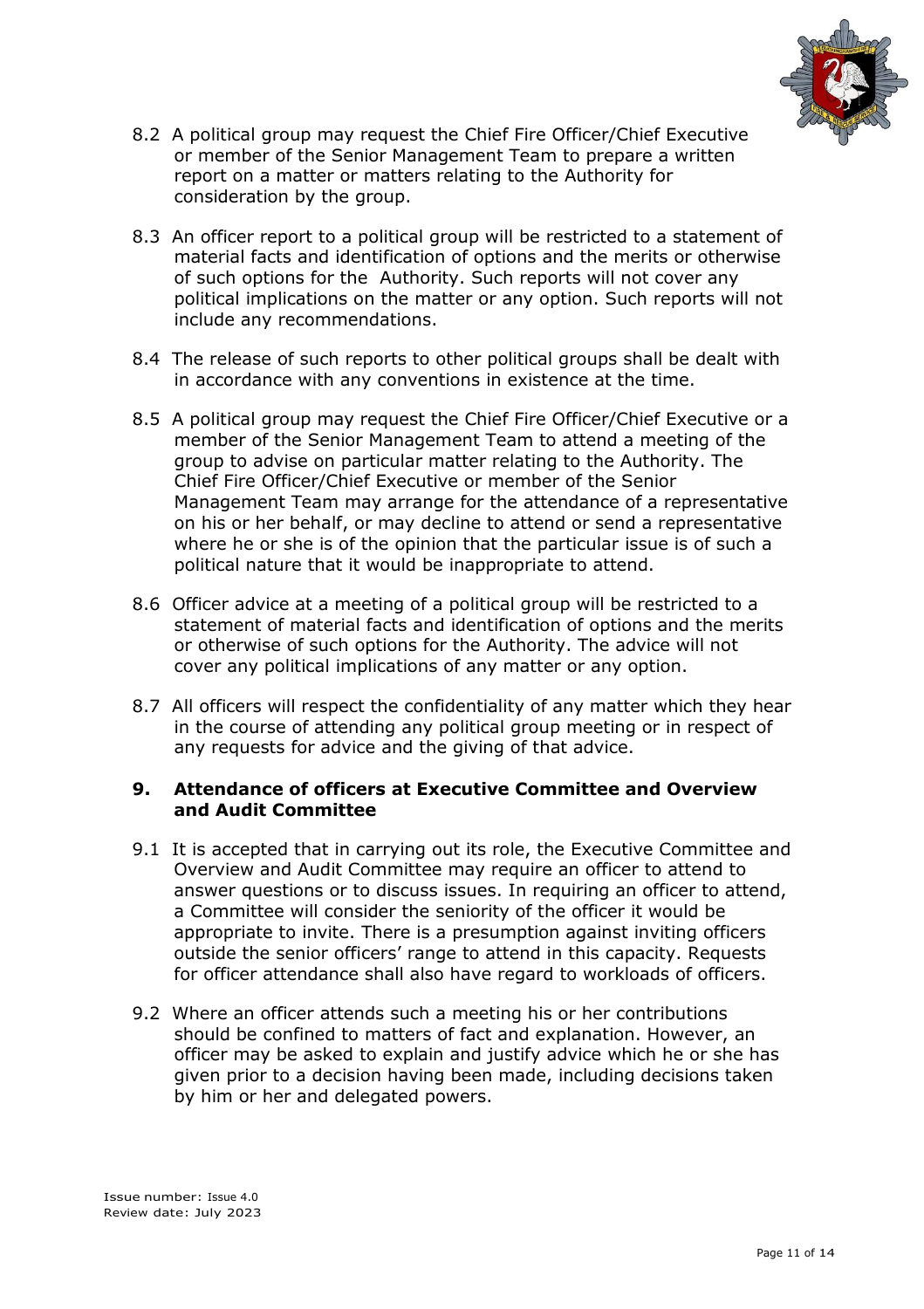8.2 A political group may request the Chief Fire Officer/Chief Executive or member of the Senior Management Team to prepare a written report on a matter or matters relating to the Authority for consideration by the group.

8.3 An officer report to a political group will be restricted to a statement of material facts and identification of options and the merits or otherwise of such options for the Authority. Such reports will not cover any political implications on the matter or any option. Such reports will not include any recommendations.

8.4 The release of such reports to other political groups shall be dealt with in accordance with any conventions in existence at the time.

8.5 A political group may request the Chief Fire Officer/Chief Executive or a member of the Senior Management Team to attend a meeting of the group to advise on particular matter relating to the Authority. The Chief Fire Officer/Chief Executive or member of the Senior Management Team may arrange for the attendance of a representative on his or her behalf, or may decline to attend or send a representative where he or she is of the opinion that the particular issue is of such a political nature that it would be inappropriate to attend.

8.6 Officer advice at a meeting of a political group will be restricted to a statement of material facts and identification of options and the merits or otherwise of such options for the Authority. The advice will not cover any political implications of any matter or any option.

8.7 All officers will respect the confidentiality of any matter which they hear in the course of attending any political group meeting or in respect of any requests for advice and the giving of that advice.

## 9. Attendance of officers at Executive Committee and Overview and Audit Committee

9.1 It is accepted that in carrying out its role, the Executive Committee and Overview and Audit Committee may require an officer to attend to answer questions or to discuss issues. In requiring an officer to attend, a Committee will consider the seniority of the officer it would be appropriate to invite. There is a presumption against inviting officers outside the senior officers' range to attend in this capacity. Requests for officer attendance shall also have regard to workloads of officers.

9.2 Where an officer attends such a meeting his or her contributions should be confined to matters of fact and explanation. However, an officer may be asked to explain and justify advice which he or she has given prior to a decision having been made, including decisions taken by him or her and delegated powers.

Issue number: Issue 4.0
Review date: July 2023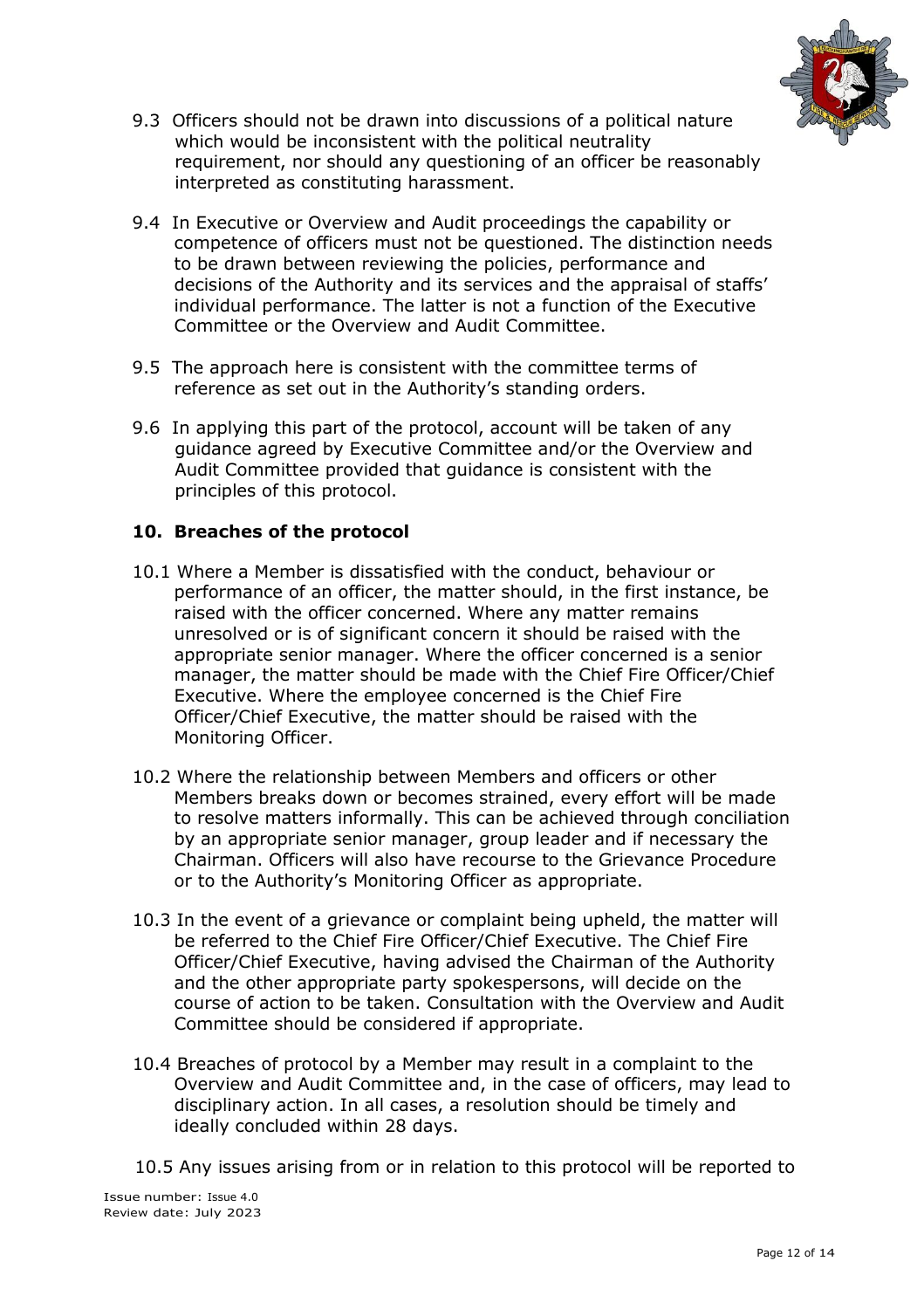9.3 Officers should not be drawn into discussions of a political nature which would be inconsistent with the political neutrality requirement, nor should any questioning of an officer be reasonably interpreted as constituting harassment.

9.4 In Executive or Overview and Audit proceedings the capability or competence of officers must not be questioned. The distinction needs to be drawn between reviewing the policies, performance and decisions of the Authority and its services and the appraisal of staffs' individual performance. The latter is not a function of the Executive Committee or the Overview and Audit Committee.

9.5 The approach here is consistent with the committee terms of reference as set out in the Authority's standing orders.

9.6 In applying this part of the protocol, account will be taken of any guidance agreed by Executive Committee and/or the Overview and Audit Committee provided that guidance is consistent with the principles of this protocol.

## 10. Breaches of the protocol

10.1 Where a Member is dissatisfied with the conduct, behaviour or performance of an officer, the matter should, in the first instance, be raised with the officer concerned. Where any matter remains unresolved or is of significant concern it should be raised with the appropriate senior manager. Where the officer concerned is a senior manager, the matter should be made with the Chief Fire Officer/Chief Executive. Where the employee concerned is the Chief Fire Officer/Chief Executive, the matter should be raised with the Monitoring Officer.

10.2 Where the relationship between Members and officers or other Members breaks down or becomes strained, every effort will be made to resolve matters informally. This can be achieved through conciliation by an appropriate senior manager, group leader and if necessary the Chairman. Officers will also have recourse to the Grievance Procedure or to the Authority's Monitoring Officer as appropriate.

10.3 In the event of a grievance or complaint being upheld, the matter will be referred to the Chief Fire Officer/Chief Executive. The Chief Fire Officer/Chief Executive, having advised the Chairman of the Authority and the other appropriate party spokespersons, will decide on the course of action to be taken. Consultation with the Overview and Audit Committee should be considered if appropriate.

10.4 Breaches of protocol by a Member may result in a complaint to the Overview and Audit Committee and, in the case of officers, may lead to disciplinary action. In all cases, a resolution should be timely and ideally concluded within 28 days.

10.5 Any issues arising from or in relation to this protocol will be reported to

Issue number: Issue 4.0
Review date: July 2023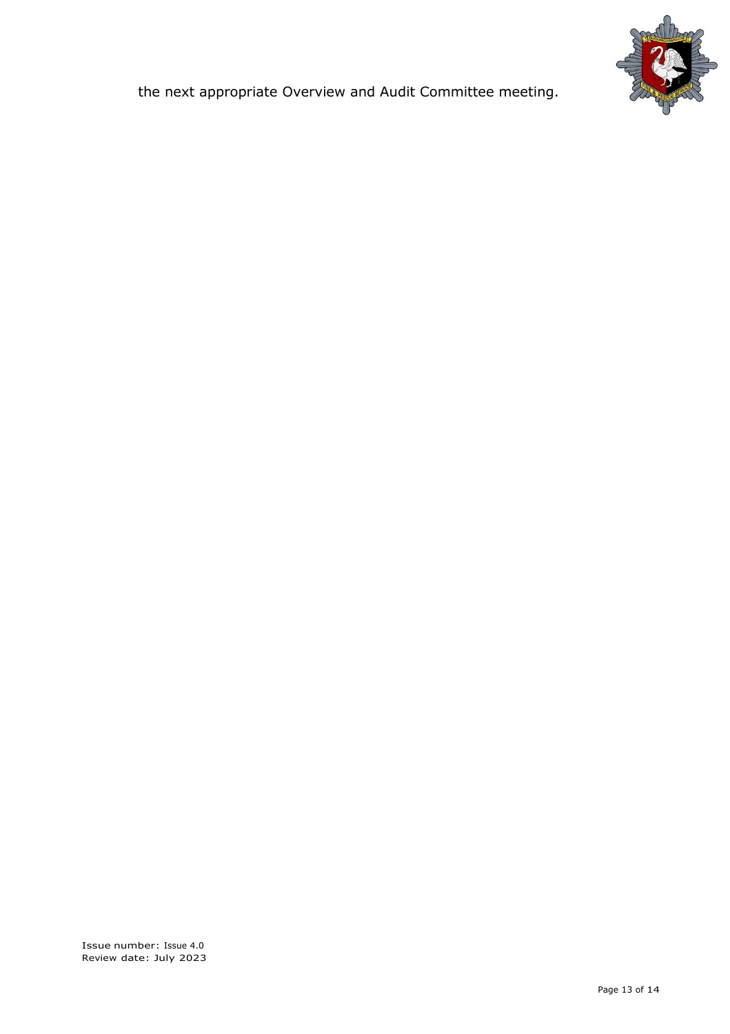the next appropriate Overview and Audit Committee meeting.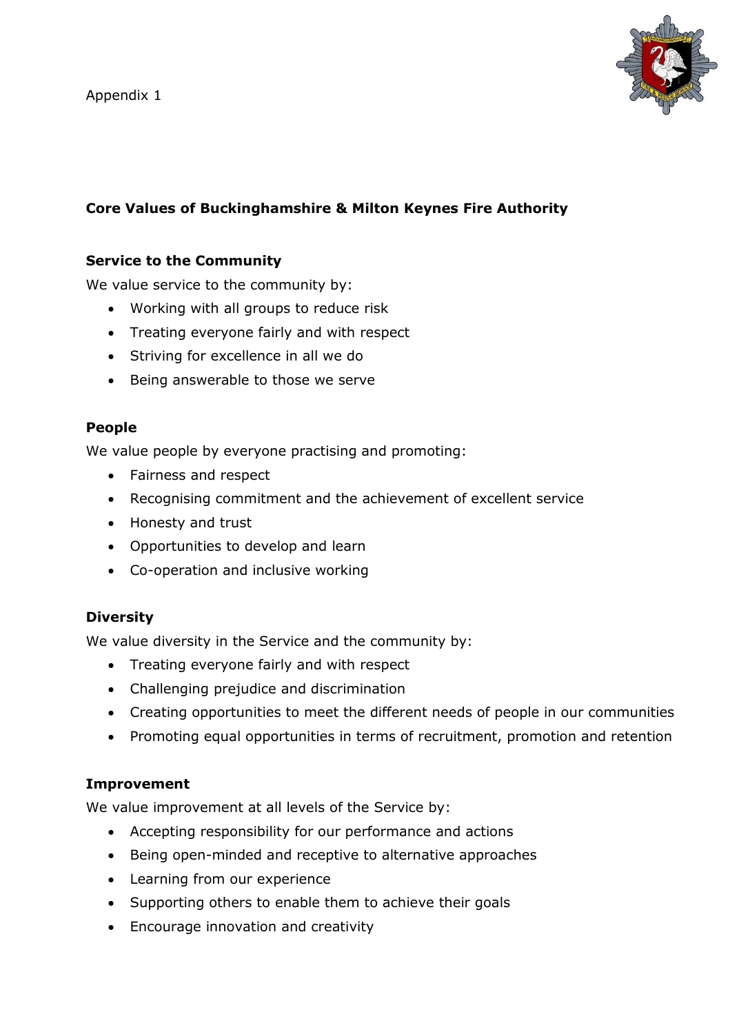Appendix 1

## Core Values of Buckinghamshire & Milton Keynes Fire Authority

### Service to the Community

We value service to the community by:

- Working with all groups to reduce risk
- Treating everyone fairly and with respect
- Striving for excellence in all we do
- Being answerable to those we serve

### People

We value people by everyone practising and promoting:

- Fairness and respect
- Recognising commitment and the achievement of excellent service
- Honesty and trust
- Opportunities to develop and learn
- Co-operation and inclusive working

### Diversity

We value diversity in the Service and the community by:

- Treating everyone fairly and with respect
- Challenging prejudice and discrimination
- Creating opportunities to meet the different needs of people in our communities
- Promoting equal opportunities in terms of recruitment, promotion and retention

### Improvement

We value improvement at all levels of the Service by:

- Accepting responsibility for our performance and actions
- Being open-minded and receptive to alternative approaches
- Learning from our experience
- Supporting others to enable them to achieve their goals
- Encourage innovation and creativity